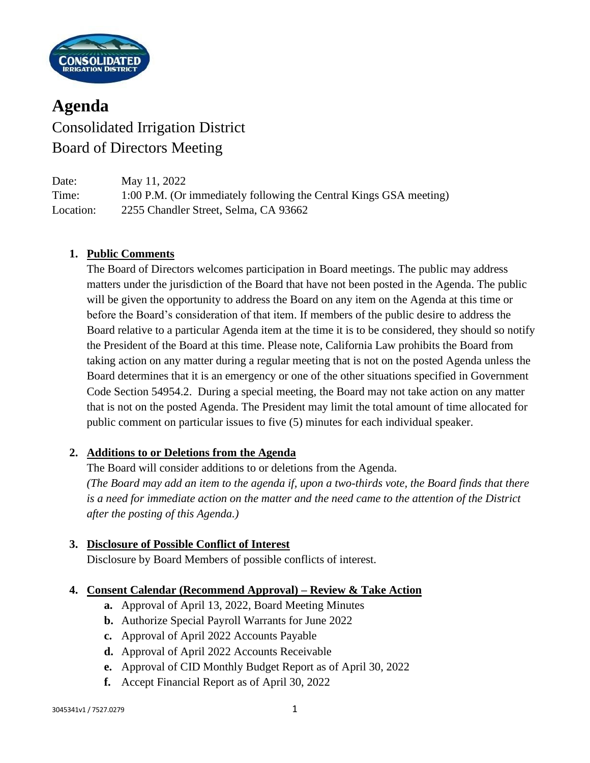# Agenda

## Consolidated Irrigation District
## Board of Directors Meeting

Date: May 11, 2022
Time: 1:00 P.M. (Or immediately following the Central Kings GSA meeting)
Location: 2255 Chandler Street, Selma, CA 93662

1. **Public Comments**
   The Board of Directors welcomes participation in Board meetings. The public may address matters under the jurisdiction of the Board that have not been posted in the Agenda. The public will be given the opportunity to address the Board on any item on the Agenda at this time or before the Board's consideration of that item. If members of the public desire to address the Board relative to a particular Agenda item at the time it is to be considered, they should so notify the President of the Board at this time. Please note, California Law prohibits the Board from taking action on any matter during a regular meeting that is not on the posted Agenda unless the Board determines that it is an emergency or one of the other situations specified in Government Code Section 54954.2. During a special meeting, the Board may not take action on any matter that is not on the posted Agenda. The President may limit the total amount of time allocated for public comment on particular issues to five (5) minutes for each individual speaker.

2. **Additions to or Deletions from the Agenda**
   The Board will consider additions to or deletions from the Agenda.
   *(The Board may add an item to the agenda if, upon a two-thirds vote, the Board finds that there is a need for immediate action on the matter and the need came to the attention of the District after the posting of this Agenda.)*

3. **Disclosure of Possible Conflict of Interest**
   Disclosure by Board Members of possible conflicts of interest.

4. **Consent Calendar (Recommend Approval) – Review & Take Action**
   - **a.** Approval of April 13, 2022, Board Meeting Minutes
   - **b.** Authorize Special Payroll Warrants for June 2022
   - **c.** Approval of April 2022 Accounts Payable
   - **d.** Approval of April 2022 Accounts Receivable
   - **e.** Approval of CID Monthly Budget Report as of April 30, 2022
   - **f.** Accept Financial Report as of April 30, 2022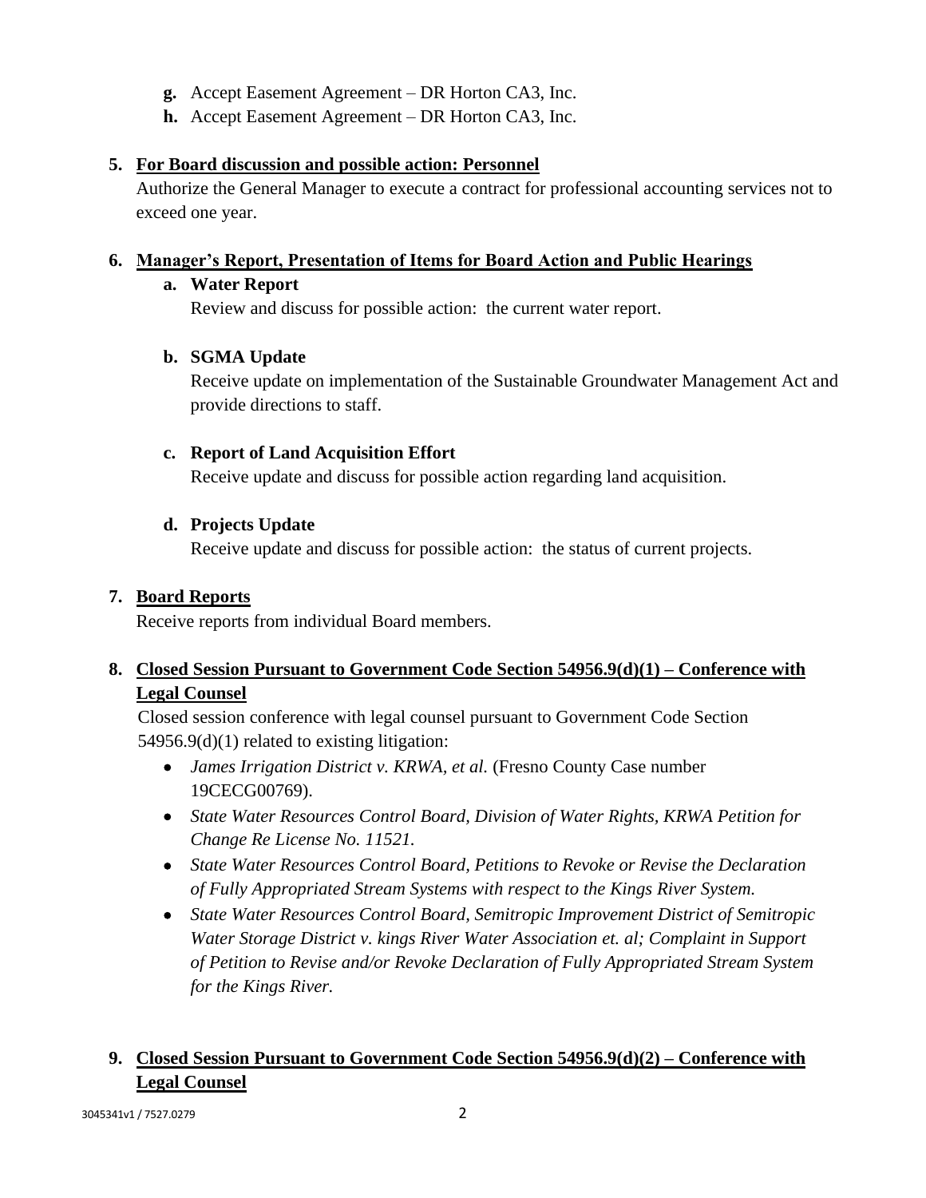g. Accept Easement Agreement – DR Horton CA3, Inc.
h. Accept Easement Agreement – DR Horton CA3, Inc.

5. **For Board discussion and possible action: Personnel**

   Authorize the General Manager to execute a contract for professional accounting services not to exceed one year.

6. **Manager's Report, Presentation of Items for Board Action and Public Hearings**

   a. **Water Report**

      Review and discuss for possible action: the current water report.

   b. **SGMA Update**

      Receive update on implementation of the Sustainable Groundwater Management Act and provide directions to staff.

   c. **Report of Land Acquisition Effort**

      Receive update and discuss for possible action regarding land acquisition.

   d. **Projects Update**

      Receive update and discuss for possible action: the status of current projects.

7. **Board Reports**

   Receive reports from individual Board members.

8. **Closed Session Pursuant to Government Code Section 54956.9(d)(1) – Conference with Legal Counsel**

   Closed session conference with legal counsel pursuant to Government Code Section 54956.9(d)(1) related to existing litigation:

   - *James Irrigation District v. KRWA, et al.* (Fresno County Case number 19CECG00769).
   - *State Water Resources Control Board, Division of Water Rights, KRWA Petition for Change Re License No. 11521.*
   - *State Water Resources Control Board, Petitions to Revoke or Revise the Declaration of Fully Appropriated Stream Systems with respect to the Kings River System.*
   - *State Water Resources Control Board, Semitropic Improvement District of Semitropic Water Storage District v. kings River Water Association et. al; Complaint in Support of Petition to Revise and/or Revoke Declaration of Fully Appropriated Stream System for the Kings River.*

9. **Closed Session Pursuant to Government Code Section 54956.9(d)(2) – Conference with Legal Counsel**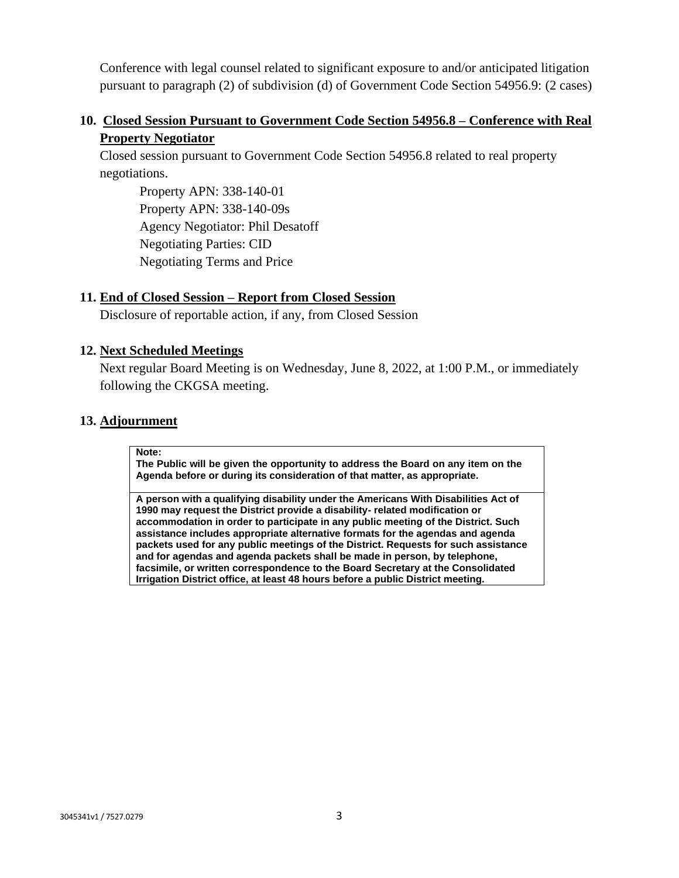Conference with legal counsel related to significant exposure to and/or anticipated litigation pursuant to paragraph (2) of subdivision (d) of Government Code Section 54956.9: (2 cases)

**10. Closed Session Pursuant to Government Code Section 54956.8 – Conference with Real Property Negotiator**

Closed session pursuant to Government Code Section 54956.8 related to real property negotiations.

Property APN: 338-140-01
Property APN: 338-140-09s
Agency Negotiator: Phil Desatoff
Negotiating Parties: CID
Negotiating Terms and Price

**11. End of Closed Session – Report from Closed Session**

Disclosure of reportable action, if any, from Closed Session

**12. Next Scheduled Meetings**

Next regular Board Meeting is on Wednesday, June 8, 2022, at 1:00 P.M., or immediately following the CKGSA meeting.

**13. Adjournment**

| |
|---|
| **Note:** **The Public will be given the opportunity to address the Board on any item on the Agenda before or during its consideration of that matter, as appropriate.** |
| **A person with a qualifying disability under the Americans With Disabilities Act of 1990 may request the District provide a disability- related modification or accommodation in order to participate in any public meeting of the District. Such assistance includes appropriate alternative formats for the agendas and agenda packets used for any public meetings of the District. Requests for such assistance and for agendas and agenda packets shall be made in person, by telephone, facsimile, or written correspondence to the Board Secretary at the Consolidated Irrigation District office, at least 48 hours before a public District meeting.** |

3045341v1 / 7527.0279